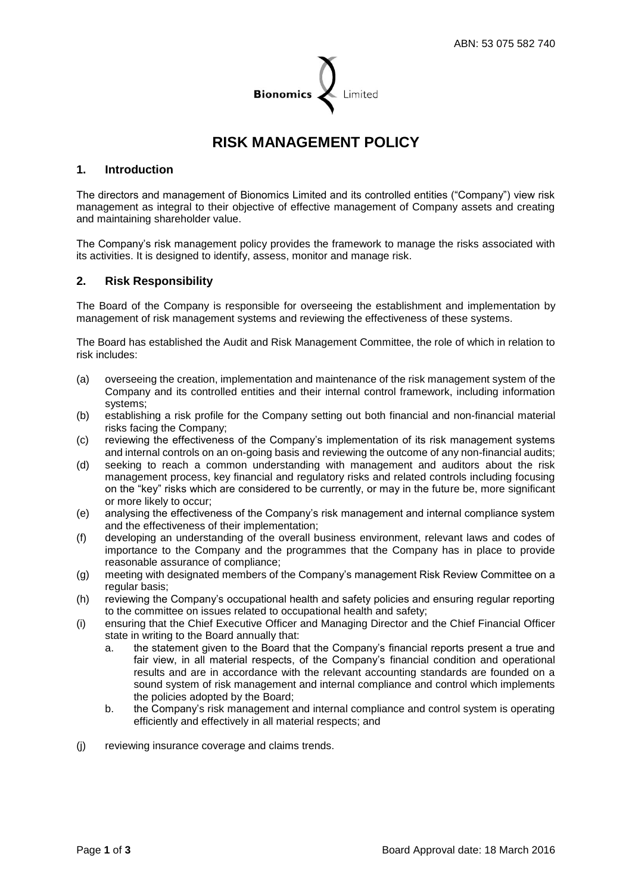ABN: 53 075 582 740

Bionomics Limited

# RISK MANAGEMENT POLICY

## 1. Introduction

The directors and management of Bionomics Limited and its controlled entities ("Company") view risk management as integral to their objective of effective management of Company assets and creating and maintaining shareholder value.

The Company's risk management policy provides the framework to manage the risks associated with its activities. It is designed to identify, assess, monitor and manage risk.

## 2. Risk Responsibility

The Board of the Company is responsible for overseeing the establishment and implementation by management of risk management systems and reviewing the effectiveness of these systems.

The Board has established the Audit and Risk Management Committee, the role of which in relation to risk includes:

(a) overseeing the creation, implementation and maintenance of the risk management system of the Company and its controlled entities and their internal control framework, including information systems;

(b) establishing a risk profile for the Company setting out both financial and non-financial material risks facing the Company;

(c) reviewing the effectiveness of the Company's implementation of its risk management systems and internal controls on an on-going basis and reviewing the outcome of any non-financial audits;

(d) seeking to reach a common understanding with management and auditors about the risk management process, key financial and regulatory risks and related controls including focusing on the "key" risks which are considered to be currently, or may in the future be, more significant or more likely to occur;

(e) analysing the effectiveness of the Company's risk management and internal compliance system and the effectiveness of their implementation;

(f) developing an understanding of the overall business environment, relevant laws and codes of importance to the Company and the programmes that the Company has in place to provide reasonable assurance of compliance;

(g) meeting with designated members of the Company's management Risk Review Committee on a regular basis;

(h) reviewing the Company's occupational health and safety policies and ensuring regular reporting to the committee on issues related to occupational health and safety;

(i) ensuring that the Chief Executive Officer and Managing Director and the Chief Financial Officer state in writing to the Board annually that:

   a. the statement given to the Board that the Company's financial reports present a true and fair view, in all material respects, of the Company's financial condition and operational results and are in accordance with the relevant accounting standards are founded on a sound system of risk management and internal compliance and control which implements the policies adopted by the Board;

   b. the Company's risk management and internal compliance and control system is operating efficiently and effectively in all material respects; and

(j) reviewing insurance coverage and claims trends.

Board Approval date: 18 March 2016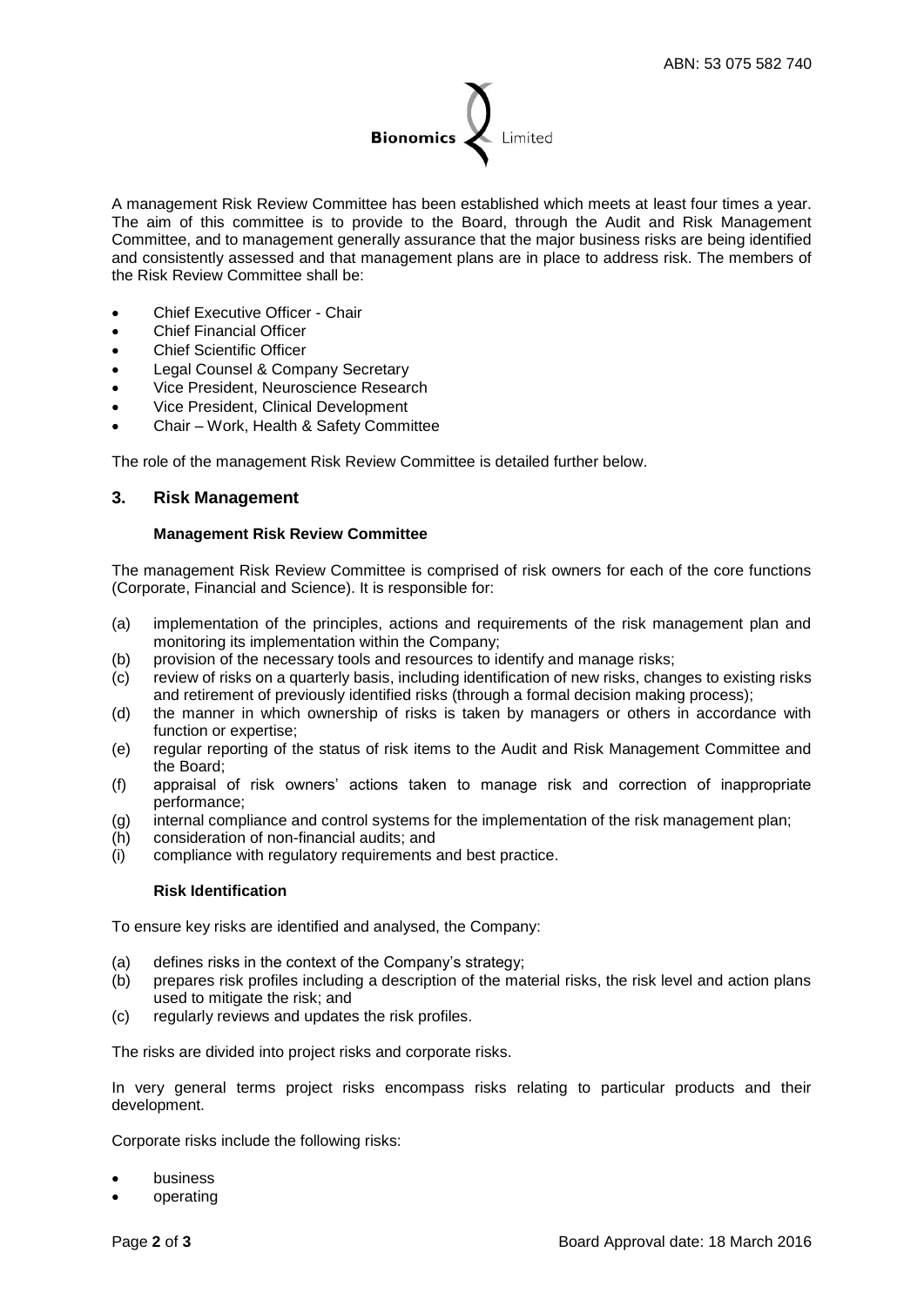A management Risk Review Committee has been established which meets at least four times a year. The aim of this committee is to provide to the Board, through the Audit and Risk Management Committee, and to management generally assurance that the major business risks are being identified and consistently assessed and that management plans are in place to address risk. The members of the Risk Review Committee shall be:

- Chief Executive Officer - Chair
- Chief Financial Officer
- Chief Scientific Officer
- Legal Counsel & Company Secretary
- Vice President, Neuroscience Research
- Vice President, Clinical Development
- Chair – Work, Health & Safety Committee

The role of the management Risk Review Committee is detailed further below.

## 3. Risk Management

### Management Risk Review Committee

The management Risk Review Committee is comprised of risk owners for each of the core functions (Corporate, Financial and Science). It is responsible for:

(a) implementation of the principles, actions and requirements of the risk management plan and monitoring its implementation within the Company;
(b) provision of the necessary tools and resources to identify and manage risks;
(c) review of risks on a quarterly basis, including identification of new risks, changes to existing risks and retirement of previously identified risks (through a formal decision making process);
(d) the manner in which ownership of risks is taken by managers or others in accordance with function or expertise;
(e) regular reporting of the status of risk items to the Audit and Risk Management Committee and the Board;
(f) appraisal of risk owners' actions taken to manage risk and correction of inappropriate performance;
(g) internal compliance and control systems for the implementation of the risk management plan;
(h) consideration of non-financial audits; and
(i) compliance with regulatory requirements and best practice.

### Risk Identification

To ensure key risks are identified and analysed, the Company:

(a) defines risks in the context of the Company's strategy;
(b) prepares risk profiles including a description of the material risks, the risk level and action plans used to mitigate the risk; and
(c) regularly reviews and updates the risk profiles.

The risks are divided into project risks and corporate risks.

In very general terms project risks encompass risks relating to particular products and their development.

Corporate risks include the following risks:

- business
- operating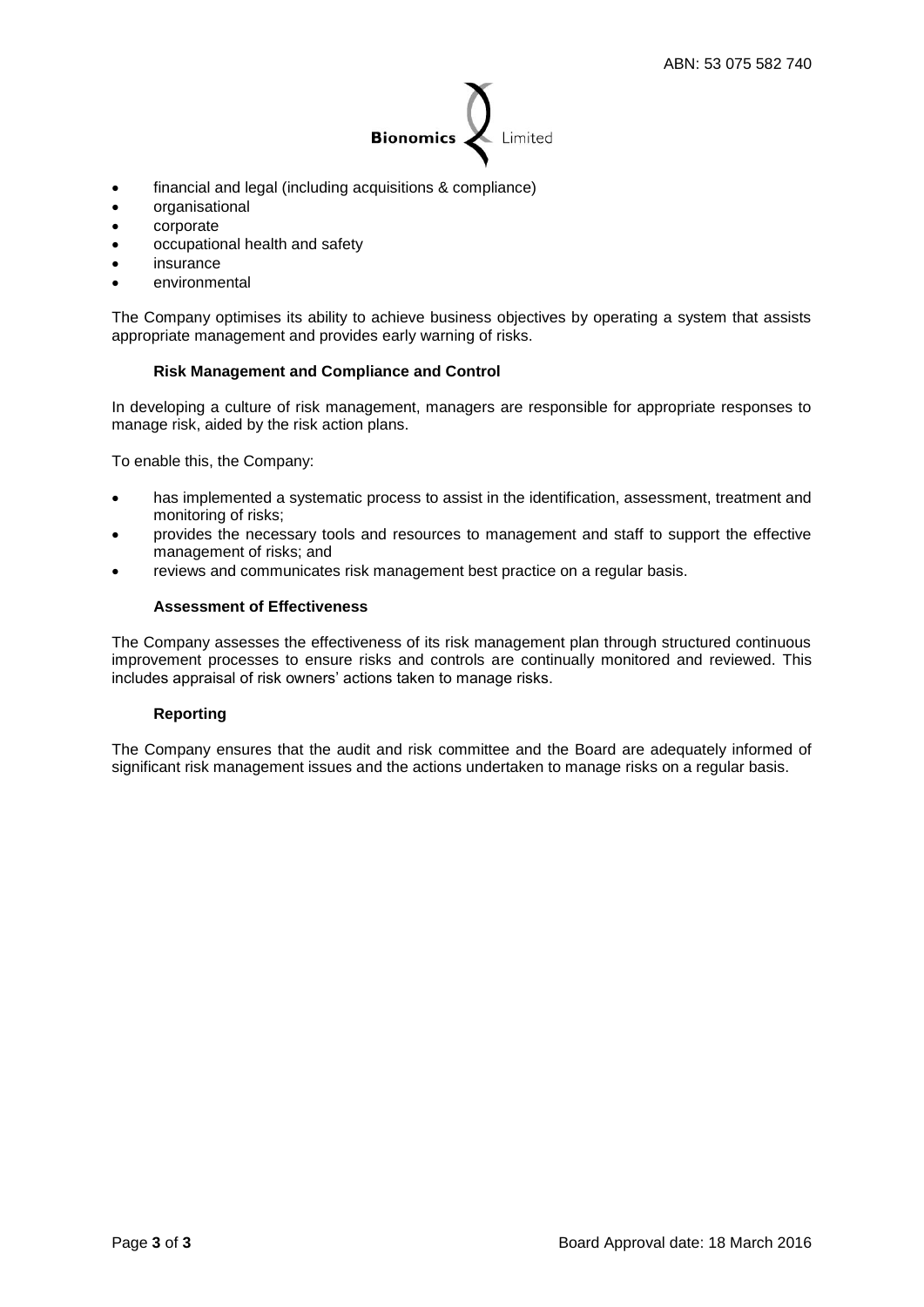- financial and legal (including acquisitions & compliance)
- organisational
- corporate
- occupational health and safety
- insurance
- environmental

The Company optimises its ability to achieve business objectives by operating a system that assists appropriate management and provides early warning of risks.

### Risk Management and Compliance and Control

In developing a culture of risk management, managers are responsible for appropriate responses to manage risk, aided by the risk action plans.

To enable this, the Company:

- has implemented a systematic process to assist in the identification, assessment, treatment and monitoring of risks;
- provides the necessary tools and resources to management and staff to support the effective management of risks; and
- reviews and communicates risk management best practice on a regular basis.

### Assessment of Effectiveness

The Company assesses the effectiveness of its risk management plan through structured continuous improvement processes to ensure risks and controls are continually monitored and reviewed. This includes appraisal of risk owners' actions taken to manage risks.

### Reporting

The Company ensures that the audit and risk committee and the Board are adequately informed of significant risk management issues and the actions undertaken to manage risks on a regular basis.